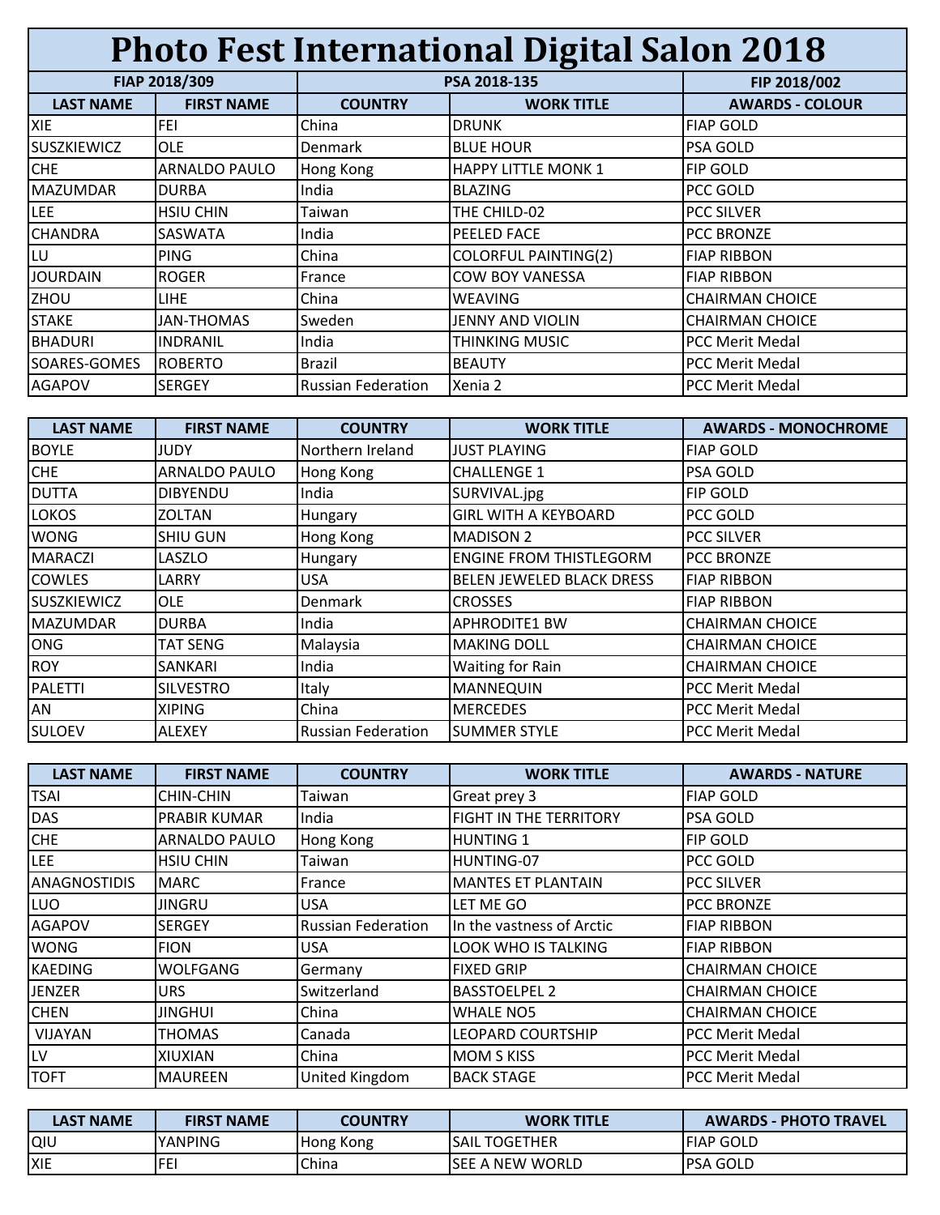# Photo Fest International Digital Salon 2018

| FIAP 2018/309 | | PSA 2018-135 | | FIP 2018/002 |
|---|---|---|---|---|
| **LAST NAME** | **FIRST NAME** | **COUNTRY** | **WORK TITLE** | **AWARDS - COLOUR** |
| XIE | FEI | China | DRUNK | FIAP GOLD |
| SUSZKIEWICZ | OLE | Denmark | BLUE HOUR | PSA GOLD |
| CHE | ARNALDO PAULO | Hong Kong | HAPPY LITTLE MONK 1 | FIP GOLD |
| MAZUMDAR | DURBA | India | BLAZING | PCC GOLD |
| LEE | HSIU CHIN | Taiwan | THE CHILD-02 | PCC SILVER |
| CHANDRA | SASWATA | India | PEELED FACE | PCC BRONZE |
| LU | PING | China | COLORFUL PAINTING(2) | FIAP RIBBON |
| JOURDAIN | ROGER | France | COW BOY VANESSA | FIAP RIBBON |
| ZHOU | LIHE | China | WEAVING | CHAIRMAN CHOICE |
| STAKE | JAN-THOMAS | Sweden | JENNY AND VIOLIN | CHAIRMAN CHOICE |
| BHADURI | INDRANIL | India | THINKING MUSIC | PCC Merit Medal |
| SOARES-GOMES | ROBERTO | Brazil | BEAUTY | PCC Merit Medal |
| AGAPOV | SERGEY | Russian Federation | Xenia 2 | PCC Merit Medal |

| LAST NAME | FIRST NAME | COUNTRY | WORK TITLE | AWARDS - MONOCHROME |
|---|---|---|---|---|
| BOYLE | JUDY | Northern Ireland | JUST PLAYING | FIAP GOLD |
| CHE | ARNALDO PAULO | Hong Kong | CHALLENGE 1 | PSA GOLD |
| DUTTA | DIBYENDU | India | SURVIVAL.jpg | FIP GOLD |
| LOKOS | ZOLTAN | Hungary | GIRL WITH A KEYBOARD | PCC GOLD |
| WONG | SHIU GUN | Hong Kong | MADISON 2 | PCC SILVER |
| MARACZI | LASZLO | Hungary | ENGINE FROM THISTLEGORM | PCC BRONZE |
| COWLES | LARRY | USA | BELEN JEWELED BLACK DRESS | FIAP RIBBON |
| SUSZKIEWICZ | OLE | Denmark | CROSSES | FIAP RIBBON |
| MAZUMDAR | DURBA | India | APHRODITE1 BW | CHAIRMAN CHOICE |
| ONG | TAT SENG | Malaysia | MAKING DOLL | CHAIRMAN CHOICE |
| ROY | SANKARI | India | Waiting for Rain | CHAIRMAN CHOICE |
| PALETTI | SILVESTRO | Italy | MANNEQUIN | PCC Merit Medal |
| AN | XIPING | China | MERCEDES | PCC Merit Medal |
| SULOEV | ALEXEY | Russian Federation | SUMMER STYLE | PCC Merit Medal |

| LAST NAME | FIRST NAME | COUNTRY | WORK TITLE | AWARDS - NATURE |
|---|---|---|---|---|
| TSAI | CHIN-CHIN | Taiwan | Great prey 3 | FIAP GOLD |
| DAS | PRABIR KUMAR | India | FIGHT IN THE TERRITORY | PSA GOLD |
| CHE | ARNALDO PAULO | Hong Kong | HUNTING 1 | FIP GOLD |
| LEE | HSIU CHIN | Taiwan | HUNTING-07 | PCC GOLD |
| ANAGNOSTIDIS | MARC | France | MANTES ET PLANTAIN | PCC SILVER |
| LUO | JINGRU | USA | LET ME GO | PCC BRONZE |
| AGAPOV | SERGEY | Russian Federation | In the vastness of Arctic | FIAP RIBBON |
| WONG | FION | USA | LOOK WHO IS TALKING | FIAP RIBBON |
| KAEDING | WOLFGANG | Germany | FIXED GRIP | CHAIRMAN CHOICE |
| JENZER | URS | Switzerland | BASSTOELPEL 2 | CHAIRMAN CHOICE |
| CHEN | JINGHUI | China | WHALE NO5 | CHAIRMAN CHOICE |
| VIJAYAN | THOMAS | Canada | LEOPARD COURTSHIP | PCC Merit Medal |
| LV | XIUXIAN | China | MOM S KISS | PCC Merit Medal |
| TOFT | MAUREEN | United Kingdom | BACK STAGE | PCC Merit Medal |

| LAST NAME | FIRST NAME | COUNTRY | WORK TITLE | AWARDS - PHOTO TRAVEL |
|---|---|---|---|---|
| QIU | YANPING | Hong Kong | SAIL TOGETHER | FIAP GOLD |
| XIE | FEI | China | SEE A NEW WORLD | PSA GOLD |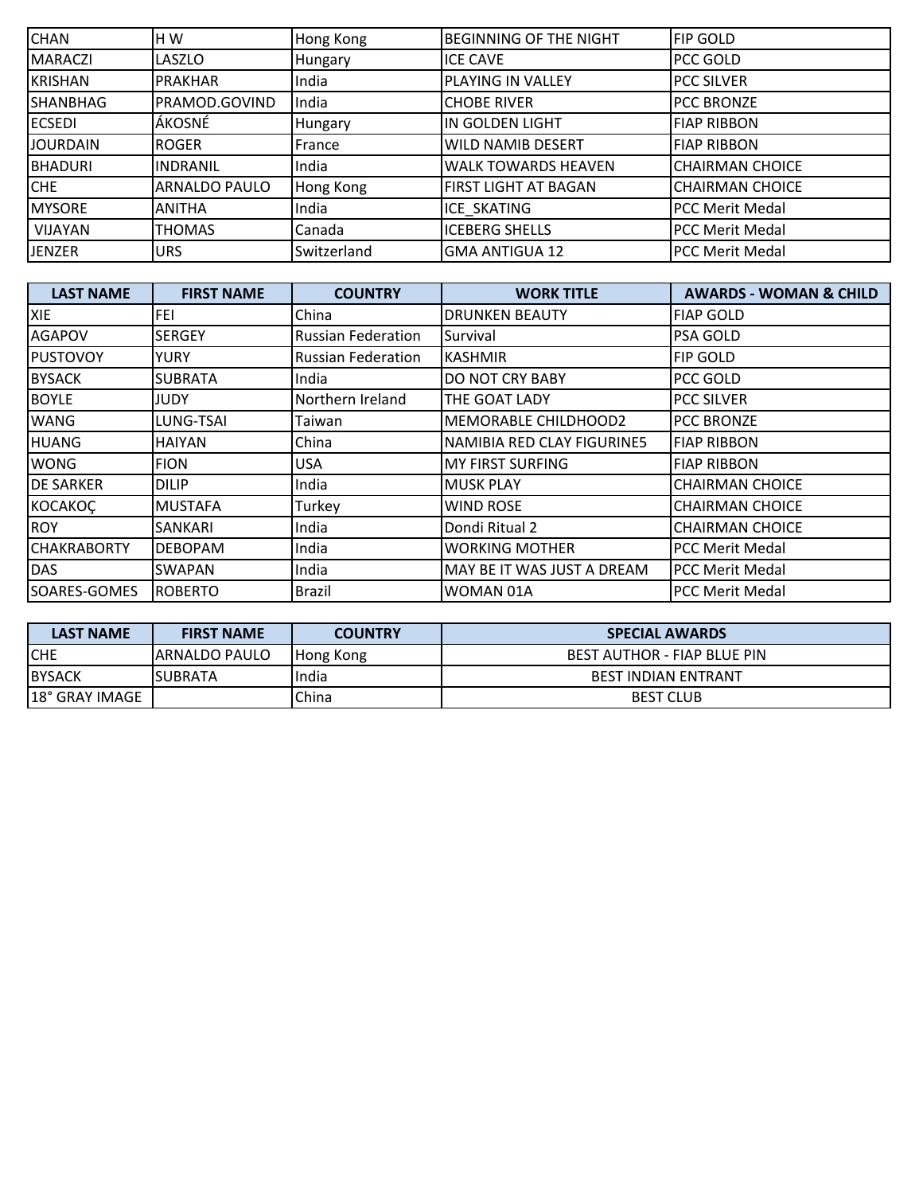| | | | | |
|---|---|---|---|---|
| CHAN | H W | Hong Kong | BEGINNING OF THE NIGHT | FIP GOLD |
| MARACZI | LASZLO | Hungary | ICE CAVE | PCC GOLD |
| KRISHAN | PRAKHAR | India | PLAYING IN VALLEY | PCC SILVER |
| SHANBHAG | PRAMOD.GOVIND | India | CHOBE RIVER | PCC BRONZE |
| ECSEDI | ÁKOSNÉ | Hungary | IN GOLDEN LIGHT | FIAP RIBBON |
| JOURDAIN | ROGER | France | WILD NAMIB DESERT | FIAP RIBBON |
| BHADURI | INDRANIL | India | WALK TOWARDS HEAVEN | CHAIRMAN CHOICE |
| CHE | ARNALDO PAULO | Hong Kong | FIRST LIGHT AT BAGAN | CHAIRMAN CHOICE |
| MYSORE | ANITHA | India | ICE_SKATING | PCC Merit Medal |
| VIJAYAN | THOMAS | Canada | ICEBERG SHELLS | PCC Merit Medal |
| JENZER | URS | Switzerland | GMA ANTIGUA 12 | PCC Merit Medal |

| LAST NAME | FIRST NAME | COUNTRY | WORK TITLE | AWARDS - WOMAN & CHILD |
|---|---|---|---|---|
| XIE | FEI | China | DRUNKEN BEAUTY | FIAP GOLD |
| AGAPOV | SERGEY | Russian Federation | Survival | PSA GOLD |
| PUSTOVOY | YURY | Russian Federation | KASHMIR | FIP GOLD |
| BYSACK | SUBRATA | India | DO NOT CRY BABY | PCC GOLD |
| BOYLE | JUDY | Northern Ireland | THE GOAT LADY | PCC SILVER |
| WANG | LUNG-TSAI | Taiwan | MEMORABLE CHILDHOOD2 | PCC BRONZE |
| HUANG | HAIYAN | China | NAMIBIA RED CLAY FIGURINE5 | FIAP RIBBON |
| WONG | FION | USA | MY FIRST SURFING | FIAP RIBBON |
| DE SARKER | DILIP | India | MUSK PLAY | CHAIRMAN CHOICE |
| KOCAKOÇ | MUSTAFA | Turkey | WIND ROSE | CHAIRMAN CHOICE |
| ROY | SANKARI | India | Dondi Ritual 2 | CHAIRMAN CHOICE |
| CHAKRABORTY | DEBOPAM | India | WORKING MOTHER | PCC Merit Medal |
| DAS | SWAPAN | India | MAY BE IT WAS JUST A DREAM | PCC Merit Medal |
| SOARES-GOMES | ROBERTO | Brazil | WOMAN 01A | PCC Merit Medal |

| LAST NAME | FIRST NAME | COUNTRY | SPECIAL AWARDS |
|---|---|---|---|
| CHE | ARNALDO PAULO | Hong Kong | BEST AUTHOR - FIAP BLUE PIN |
| BYSACK | SUBRATA | India | BEST INDIAN ENTRANT |
| 18° GRAY IMAGE | | China | BEST CLUB |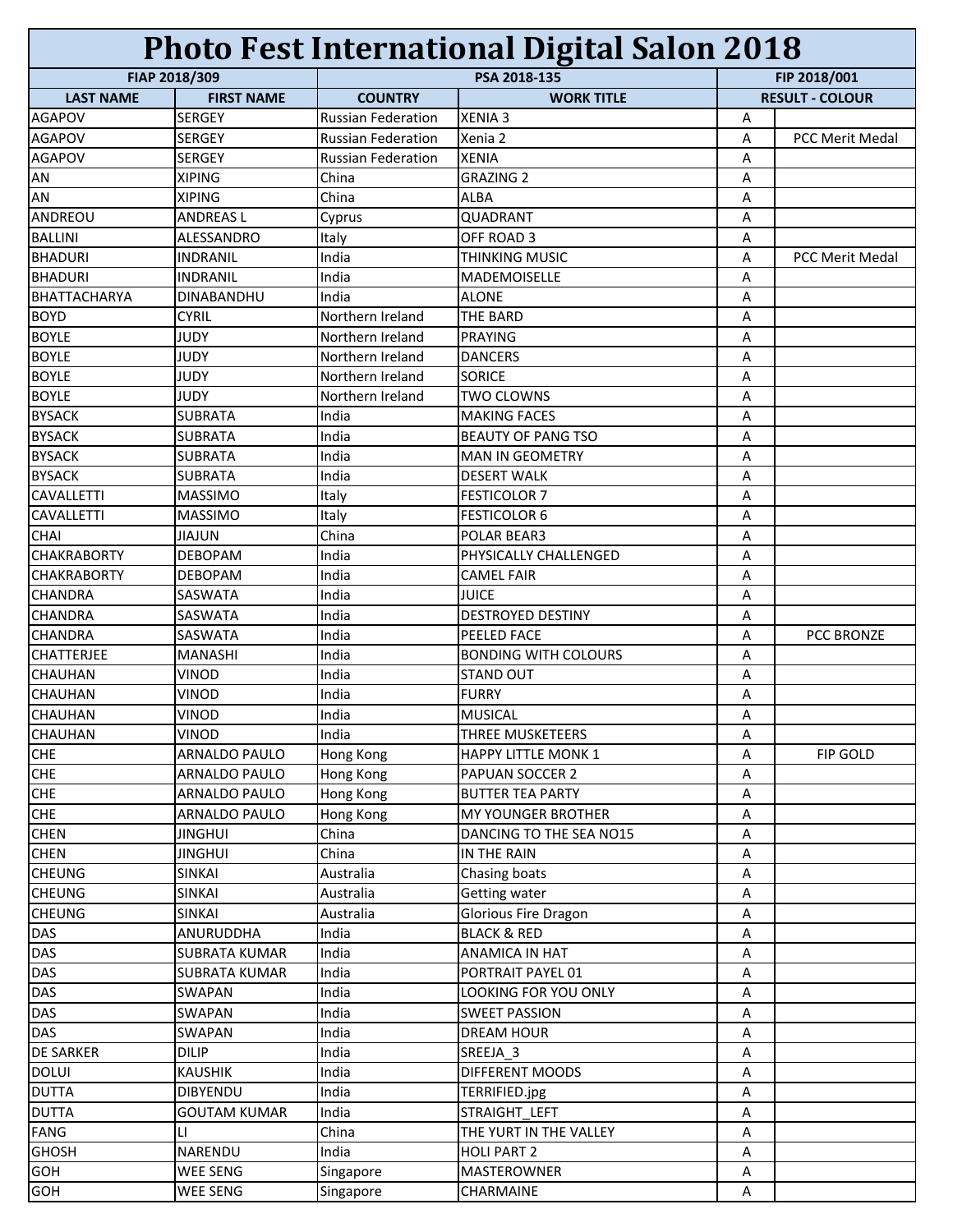# Photo Fest International Digital Salon 2018

| FIAP 2018/309 | | PSA 2018-135 | | FIP 2018/001 | |
|---|---|---|---|---|---|
| LAST NAME | FIRST NAME | COUNTRY | WORK TITLE | RESULT - COLOUR | |
| AGAPOV | SERGEY | Russian Federation | XENIA 3 | A | |
| AGAPOV | SERGEY | Russian Federation | Xenia 2 | A | PCC Merit Medal |
| AGAPOV | SERGEY | Russian Federation | XENIA | A | |
| AN | XIPING | China | GRAZING 2 | A | |
| AN | XIPING | China | ALBA | A | |
| ANDREOU | ANDREAS L | Cyprus | QUADRANT | A | |
| BALLINI | ALESSANDRO | Italy | OFF ROAD 3 | A | |
| BHADURI | INDRANIL | India | THINKING MUSIC | A | PCC Merit Medal |
| BHADURI | INDRANIL | India | MADEMOISELLE | A | |
| BHATTACHARYA | DINABANDHU | India | ALONE | A | |
| BOYD | CYRIL | Northern Ireland | THE BARD | A | |
| BOYLE | JUDY | Northern Ireland | PRAYING | A | |
| BOYLE | JUDY | Northern Ireland | DANCERS | A | |
| BOYLE | JUDY | Northern Ireland | SORICE | A | |
| BOYLE | JUDY | Northern Ireland | TWO CLOWNS | A | |
| BYSACK | SUBRATA | India | MAKING FACES | A | |
| BYSACK | SUBRATA | India | BEAUTY OF PANG TSO | A | |
| BYSACK | SUBRATA | India | MAN IN GEOMETRY | A | |
| BYSACK | SUBRATA | India | DESERT WALK | A | |
| CAVALLETTI | MASSIMO | Italy | FESTICOLOR 7 | A | |
| CAVALLETTI | MASSIMO | Italy | FESTICOLOR 6 | A | |
| CHAI | JIAJUN | China | POLAR BEAR3 | A | |
| CHAKRABORTY | DEBOPAM | India | PHYSICALLY CHALLENGED | A | |
| CHAKRABORTY | DEBOPAM | India | CAMEL FAIR | A | |
| CHANDRA | SASWATA | India | JUICE | A | |
| CHANDRA | SASWATA | India | DESTROYED DESTINY | A | |
| CHANDRA | SASWATA | India | PEELED FACE | A | PCC BRONZE |
| CHATTERJEE | MANASHI | India | BONDING WITH COLOURS | A | |
| CHAUHAN | VINOD | India | STAND OUT | A | |
| CHAUHAN | VINOD | India | FURRY | A | |
| CHAUHAN | VINOD | India | MUSICAL | A | |
| CHAUHAN | VINOD | India | THREE MUSKETEERS | A | |
| CHE | ARNALDO PAULO | Hong Kong | HAPPY LITTLE MONK 1 | A | FIP GOLD |
| CHE | ARNALDO PAULO | Hong Kong | PAPUAN SOCCER 2 | A | |
| CHE | ARNALDO PAULO | Hong Kong | BUTTER TEA PARTY | A | |
| CHE | ARNALDO PAULO | Hong Kong | MY YOUNGER BROTHER | A | |
| CHEN | JINGHUI | China | DANCING TO THE SEA NO15 | A | |
| CHEN | JINGHUI | China | IN THE RAIN | A | |
| CHEUNG | SINKAI | Australia | Chasing boats | A | |
| CHEUNG | SINKAI | Australia | Getting water | A | |
| CHEUNG | SINKAI | Australia | Glorious Fire Dragon | A | |
| DAS | ANURUDDHA | India | BLACK & RED | A | |
| DAS | SUBRATA KUMAR | India | ANAMICA IN HAT | A | |
| DAS | SUBRATA KUMAR | India | PORTRAIT PAYEL 01 | A | |
| DAS | SWAPAN | India | LOOKING FOR YOU ONLY | A | |
| DAS | SWAPAN | India | SWEET PASSION | A | |
| DAS | SWAPAN | India | DREAM HOUR | A | |
| DE SARKER | DILIP | India | SREEJA_3 | A | |
| DOLUI | KAUSHIK | India | DIFFERENT MOODS | A | |
| DUTTA | DIBYENDU | India | TERRIFIED.jpg | A | |
| DUTTA | GOUTAM KUMAR | India | STRAIGHT_LEFT | A | |
| FANG | LI | China | THE YURT IN THE VALLEY | A | |
| GHOSH | NARENDU | India | HOLI PART 2 | A | |
| GOH | WEE SENG | Singapore | MASTEROWNER | A | |
| GOH | WEE SENG | Singapore | CHARMAINE | A | |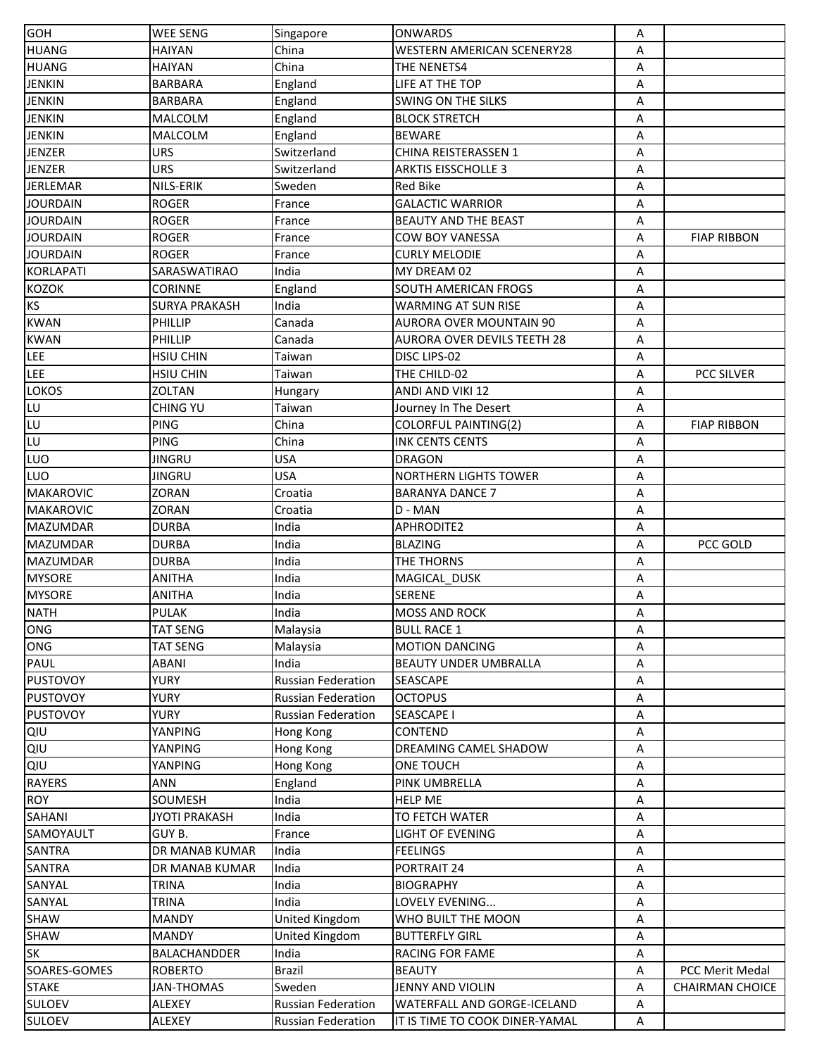| GOH | WEE SENG | Singapore | ONWARDS | A | |
|---|---|---|---|---|---|
| HUANG | HAIYAN | China | WESTERN AMERICAN SCENERY28 | A | |
| HUANG | HAIYAN | China | THE NENETS4 | A | |
| JENKIN | BARBARA | England | LIFE AT THE TOP | A | |
| JENKIN | BARBARA | England | SWING ON THE SILKS | A | |
| JENKIN | MALCOLM | England | BLOCK STRETCH | A | |
| JENKIN | MALCOLM | England | BEWARE | A | |
| JENZER | URS | Switzerland | CHINA REISTERASSEN 1 | A | |
| JENZER | URS | Switzerland | ARKTIS EISSCHOLLE 3 | A | |
| JERLEMAR | NILS-ERIK | Sweden | Red Bike | A | |
| JOURDAIN | ROGER | France | GALACTIC WARRIOR | A | |
| JOURDAIN | ROGER | France | BEAUTY AND THE BEAST | A | |
| JOURDAIN | ROGER | France | COW BOY VANESSA | A | FIAP RIBBON |
| JOURDAIN | ROGER | France | CURLY MELODIE | A | |
| KORLAPATI | SARASWATIRAO | India | MY DREAM 02 | A | |
| KOZOK | CORINNE | England | SOUTH AMERICAN FROGS | A | |
| KS | SURYA PRAKASH | India | WARMING AT SUN RISE | A | |
| KWAN | PHILLIP | Canada | AURORA OVER MOUNTAIN 90 | A | |
| KWAN | PHILLIP | Canada | AURORA OVER DEVILS TEETH 28 | A | |
| LEE | HSIU CHIN | Taiwan | DISC LIPS-02 | A | |
| LEE | HSIU CHIN | Taiwan | THE CHILD-02 | A | PCC SILVER |
| LOKOS | ZOLTAN | Hungary | ANDI AND VIKI 12 | A | |
| LU | CHING YU | Taiwan | Journey In The Desert | A | |
| LU | PING | China | COLORFUL PAINTING(2) | A | FIAP RIBBON |
| LU | PING | China | INK CENTS CENTS | A | |
| LUO | JINGRU | USA | DRAGON | A | |
| LUO | JINGRU | USA | NORTHERN LIGHTS TOWER | A | |
| MAKAROVIC | ZORAN | Croatia | BARANYA DANCE 7 | A | |
| MAKAROVIC | ZORAN | Croatia | D - MAN | A | |
| MAZUMDAR | DURBA | India | APHRODITE2 | A | |
| MAZUMDAR | DURBA | India | BLAZING | A | PCC GOLD |
| MAZUMDAR | DURBA | India | THE THORNS | A | |
| MYSORE | ANITHA | India | MAGICAL_DUSK | A | |
| MYSORE | ANITHA | India | SERENE | A | |
| NATH | PULAK | India | MOSS AND ROCK | A | |
| ONG | TAT SENG | Malaysia | BULL RACE 1 | A | |
| ONG | TAT SENG | Malaysia | MOTION DANCING | A | |
| PAUL | ABANI | India | BEAUTY UNDER UMBRALLA | A | |
| PUSTOVOY | YURY | Russian Federation | SEASCAPE | A | |
| PUSTOVOY | YURY | Russian Federation | OCTOPUS | A | |
| PUSTOVOY | YURY | Russian Federation | SEASCAPE I | A | |
| QIU | YANPING | Hong Kong | CONTEND | A | |
| QIU | YANPING | Hong Kong | DREAMING CAMEL SHADOW | A | |
| QIU | YANPING | Hong Kong | ONE TOUCH | A | |
| RAYERS | ANN | England | PINK UMBRELLA | A | |
| ROY | SOUMESH | India | HELP ME | A | |
| SAHANI | JYOTI PRAKASH | India | TO FETCH WATER | A | |
| SAMOYAULT | GUY B. | France | LIGHT OF EVENING | A | |
| SANTRA | DR MANAB KUMAR | India | FEELINGS | A | |
| SANTRA | DR MANAB KUMAR | India | PORTRAIT 24 | A | |
| SANYAL | TRINA | India | BIOGRAPHY | A | |
| SANYAL | TRINA | India | LOVELY EVENING... | A | |
| SHAW | MANDY | United Kingdom | WHO BUILT THE MOON | A | |
| SHAW | MANDY | United Kingdom | BUTTERFLY GIRL | A | |
| SK | BALACHANDDER | India | RACING FOR FAME | A | |
| SOARES-GOMES | ROBERTO | Brazil | BEAUTY | A | PCC Merit Medal |
| STAKE | JAN-THOMAS | Sweden | JENNY AND VIOLIN | A | CHAIRMAN CHOICE |
| SULOEV | ALEXEY | Russian Federation | WATERFALL AND GORGE-ICELAND | A | |
| SULOEV | ALEXEY | Russian Federation | IT IS TIME TO COOK DINER-YAMAL | A | |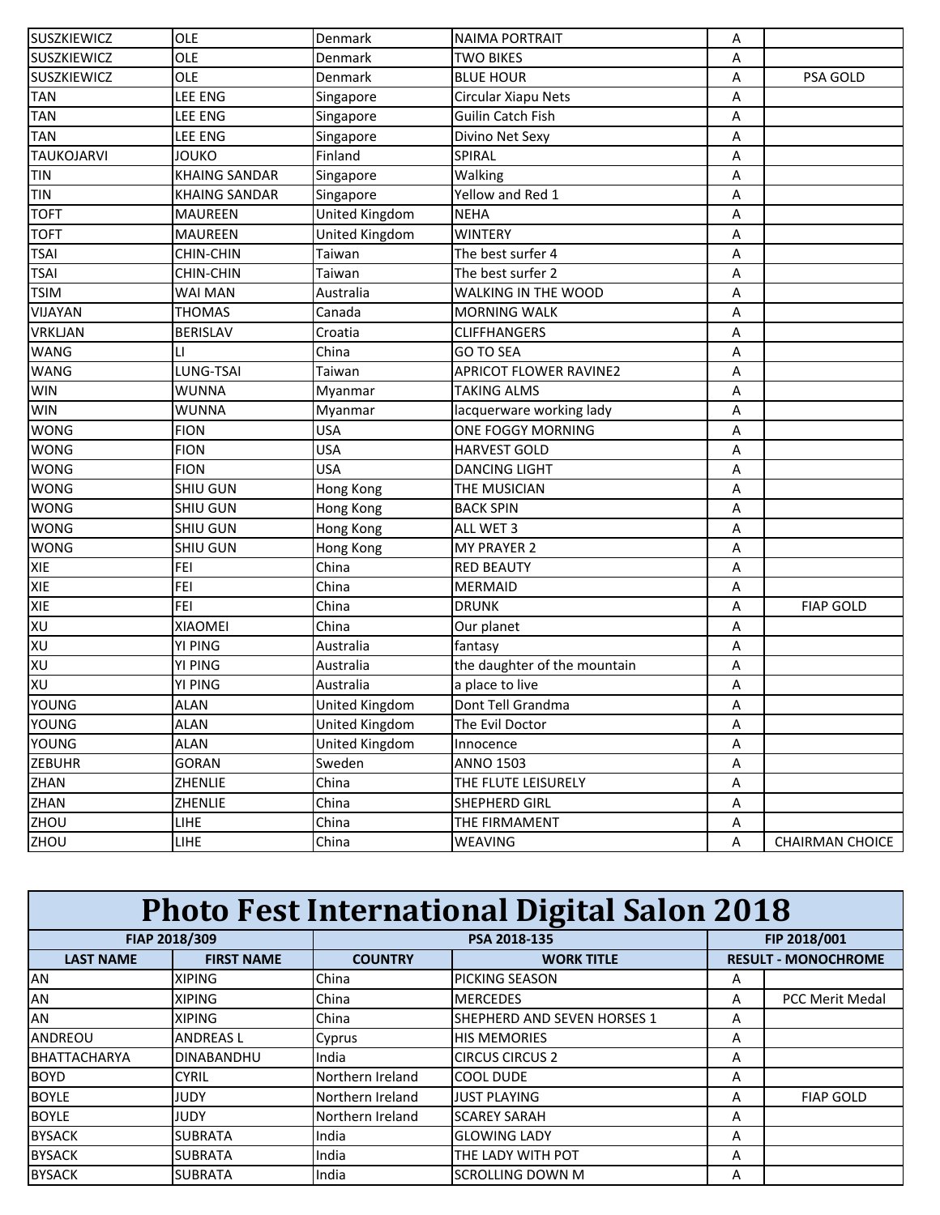| | | | | | |
|---|---|---|---|---|---|
| SUSZKIEWICZ | OLE | Denmark | NAIMA PORTRAIT | A | |
| SUSZKIEWICZ | OLE | Denmark | TWO BIKES | A | |
| SUSZKIEWICZ | OLE | Denmark | BLUE HOUR | A | PSA GOLD |
| TAN | LEE ENG | Singapore | Circular Xiapu Nets | A | |
| TAN | LEE ENG | Singapore | Guilin Catch Fish | A | |
| TAN | LEE ENG | Singapore | Divino Net Sexy | A | |
| TAUKOJARVI | JOUKO | Finland | SPIRAL | A | |
| TIN | KHAING SANDAR | Singapore | Walking | A | |
| TIN | KHAING SANDAR | Singapore | Yellow and Red 1 | A | |
| TOFT | MAUREEN | United Kingdom | NEHA | A | |
| TOFT | MAUREEN | United Kingdom | WINTERY | A | |
| TSAI | CHIN-CHIN | Taiwan | The best surfer 4 | A | |
| TSAI | CHIN-CHIN | Taiwan | The best surfer 2 | A | |
| TSIM | WAI MAN | Australia | WALKING IN THE WOOD | A | |
| VIJAYAN | THOMAS | Canada | MORNING WALK | A | |
| VRKLJAN | BERISLAV | Croatia | CLIFFHANGERS | A | |
| WANG | LI | China | GO TO SEA | A | |
| WANG | LUNG-TSAI | Taiwan | APRICOT FLOWER RAVINE2 | A | |
| WIN | WUNNA | Myanmar | TAKING ALMS | A | |
| WIN | WUNNA | Myanmar | lacquerware working lady | A | |
| WONG | FION | USA | ONE FOGGY MORNING | A | |
| WONG | FION | USA | HARVEST GOLD | A | |
| WONG | FION | USA | DANCING LIGHT | A | |
| WONG | SHIU GUN | Hong Kong | THE MUSICIAN | A | |
| WONG | SHIU GUN | Hong Kong | BACK SPIN | A | |
| WONG | SHIU GUN | Hong Kong | ALL WET 3 | A | |
| WONG | SHIU GUN | Hong Kong | MY PRAYER 2 | A | |
| XIE | FEI | China | RED BEAUTY | A | |
| XIE | FEI | China | MERMAID | A | |
| XIE | FEI | China | DRUNK | A | FIAP GOLD |
| XU | XIAOMEI | China | Our planet | A | |
| XU | YI PING | Australia | fantasy | A | |
| XU | YI PING | Australia | the daughter of the mountain | A | |
| XU | YI PING | Australia | a place to live | A | |
| YOUNG | ALAN | United Kingdom | Dont Tell Grandma | A | |
| YOUNG | ALAN | United Kingdom | The Evil Doctor | A | |
| YOUNG | ALAN | United Kingdom | Innocence | A | |
| ZEBUHR | GORAN | Sweden | ANNO 1503 | A | |
| ZHAN | ZHENLIE | China | THE FLUTE LEISURELY | A | |
| ZHAN | ZHENLIE | China | SHEPHERD GIRL | A | |
| ZHOU | LIHE | China | THE FIRMAMENT | A | |
| ZHOU | LIHE | China | WEAVING | A | CHAIRMAN CHOICE |

# Photo Fest International Digital Salon 2018

| FIAP 2018/309 | | PSA 2018-135 | | FIP 2018/001 | |
|---|---|---|---|---|---|
| **LAST NAME** | **FIRST NAME** | **COUNTRY** | **WORK TITLE** | **RESULT - MONOCHROME** | |
| AN | XIPING | China | PICKING SEASON | A | |
| AN | XIPING | China | MERCEDES | A | PCC Merit Medal |
| AN | XIPING | China | SHEPHERD AND SEVEN HORSES 1 | A | |
| ANDREOU | ANDREAS L | Cyprus | HIS MEMORIES | A | |
| BHATTACHARYA | DINABANDHU | India | CIRCUS CIRCUS 2 | A | |
| BOYD | CYRIL | Northern Ireland | COOL DUDE | A | |
| BOYLE | JUDY | Northern Ireland | JUST PLAYING | A | FIAP GOLD |
| BOYLE | JUDY | Northern Ireland | SCAREY SARAH | A | |
| BYSACK | SUBRATA | India | GLOWING LADY | A | |
| BYSACK | SUBRATA | India | THE LADY WITH POT | A | |
| BYSACK | SUBRATA | India | SCROLLING DOWN M | A | |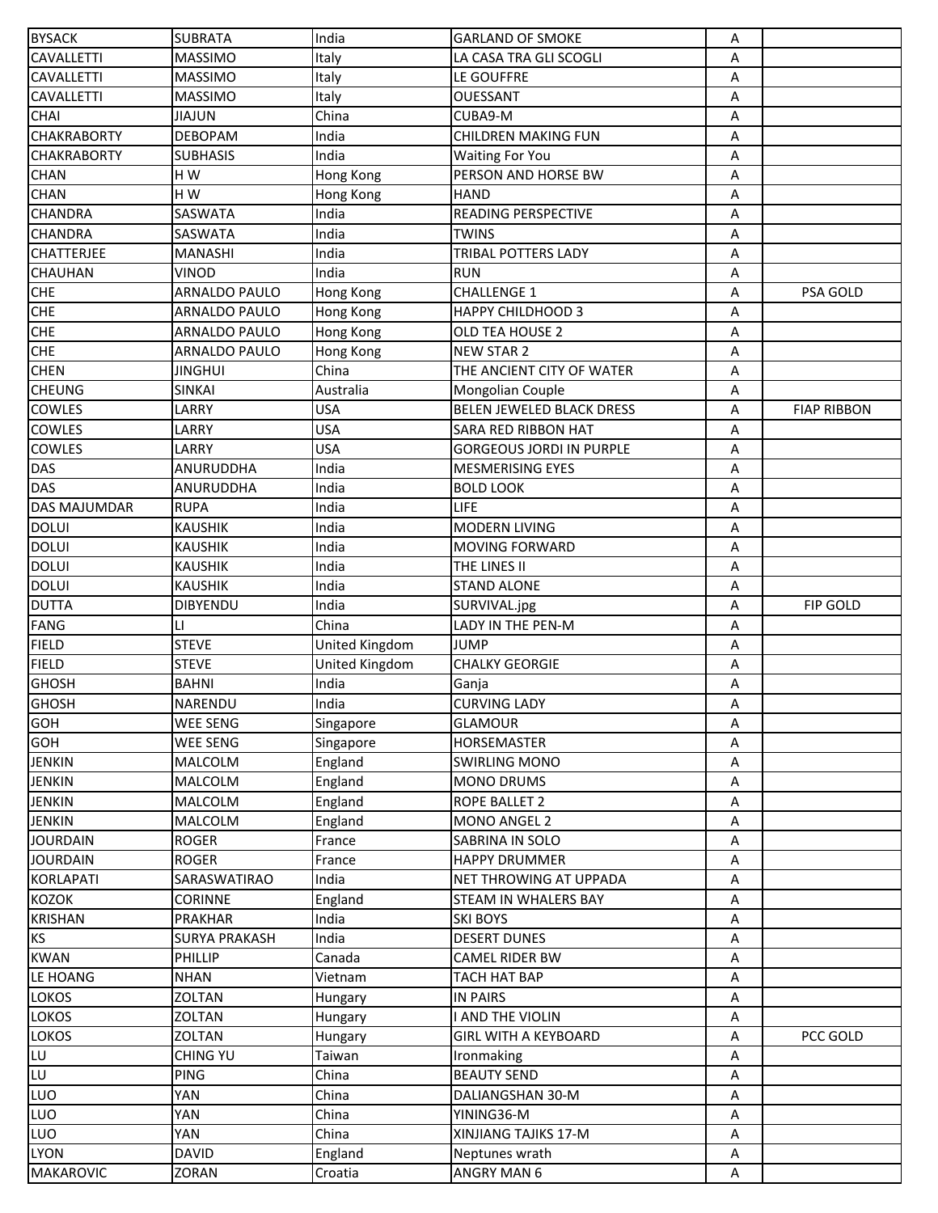| | | | | | |
|---|---|---|---|---|---|
| BYSACK | SUBRATA | India | GARLAND OF SMOKE | A | |
| CAVALLETTI | MASSIMO | Italy | LA CASA TRA GLI SCOGLI | A | |
| CAVALLETTI | MASSIMO | Italy | LE GOUFFRE | A | |
| CAVALLETTI | MASSIMO | Italy | OUESSANT | A | |
| CHAI | JIAJUN | China | CUBA9-M | A | |
| CHAKRABORTY | DEBOPAM | India | CHILDREN MAKING FUN | A | |
| CHAKRABORTY | SUBHASIS | India | Waiting For You | A | |
| CHAN | H W | Hong Kong | PERSON AND HORSE BW | A | |
| CHAN | H W | Hong Kong | HAND | A | |
| CHANDRA | SASWATA | India | READING PERSPECTIVE | A | |
| CHANDRA | SASWATA | India | TWINS | A | |
| CHATTERJEE | MANASHI | India | TRIBAL POTTERS LADY | A | |
| CHAUHAN | VINOD | India | RUN | A | |
| CHE | ARNALDO PAULO | Hong Kong | CHALLENGE 1 | A | PSA GOLD |
| CHE | ARNALDO PAULO | Hong Kong | HAPPY CHILDHOOD 3 | A | |
| CHE | ARNALDO PAULO | Hong Kong | OLD TEA HOUSE 2 | A | |
| CHE | ARNALDO PAULO | Hong Kong | NEW STAR 2 | A | |
| CHEN | JINGHUI | China | THE ANCIENT CITY OF WATER | A | |
| CHEUNG | SINKAI | Australia | Mongolian Couple | A | |
| COWLES | LARRY | USA | BELEN JEWELED BLACK DRESS | A | FIAP RIBBON |
| COWLES | LARRY | USA | SARA RED RIBBON HAT | A | |
| COWLES | LARRY | USA | GORGEOUS JORDI IN PURPLE | A | |
| DAS | ANURUDDHA | India | MESMERISING EYES | A | |
| DAS | ANURUDDHA | India | BOLD LOOK | A | |
| DAS MAJUMDAR | RUPA | India | LIFE | A | |
| DOLUI | KAUSHIK | India | MODERN LIVING | A | |
| DOLUI | KAUSHIK | India | MOVING FORWARD | A | |
| DOLUI | KAUSHIK | India | THE LINES II | A | |
| DOLUI | KAUSHIK | India | STAND ALONE | A | |
| DUTTA | DIBYENDU | India | SURVIVAL.jpg | A | FIP GOLD |
| FANG | LI | China | LADY IN THE PEN-M | A | |
| FIELD | STEVE | United Kingdom | JUMP | A | |
| FIELD | STEVE | United Kingdom | CHALKY GEORGIE | A | |
| GHOSH | BAHNI | India | Ganja | A | |
| GHOSH | NARENDU | India | CURVING LADY | A | |
| GOH | WEE SENG | Singapore | GLAMOUR | A | |
| GOH | WEE SENG | Singapore | HORSEMASTER | A | |
| JENKIN | MALCOLM | England | SWIRLING MONO | A | |
| JENKIN | MALCOLM | England | MONO DRUMS | A | |
| JENKIN | MALCOLM | England | ROPE BALLET 2 | A | |
| JENKIN | MALCOLM | England | MONO ANGEL 2 | A | |
| JOURDAIN | ROGER | France | SABRINA IN SOLO | A | |
| JOURDAIN | ROGER | France | HAPPY DRUMMER | A | |
| KORLAPATI | SARASWATIRAO | India | NET THROWING AT UPPADA | A | |
| KOZOK | CORINNE | England | STEAM IN WHALERS BAY | A | |
| KRISHAN | PRAKHAR | India | SKI BOYS | A | |
| KS | SURYA PRAKASH | India | DESERT DUNES | A | |
| KWAN | PHILLIP | Canada | CAMEL RIDER BW | A | |
| LE HOANG | NHAN | Vietnam | TACH HAT BAP | A | |
| LOKOS | ZOLTAN | Hungary | IN PAIRS | A | |
| LOKOS | ZOLTAN | Hungary | I AND THE VIOLIN | A | |
| LOKOS | ZOLTAN | Hungary | GIRL WITH A KEYBOARD | A | PCC GOLD |
| LU | CHING YU | Taiwan | Ironmaking | A | |
| LU | PING | China | BEAUTY SEND | A | |
| LUO | YAN | China | DALIANGSHAN 30-M | A | |
| LUO | YAN | China | YINING36-M | A | |
| LUO | YAN | China | XINJIANG TAJIKS 17-M | A | |
| LYON | DAVID | England | Neptunes wrath | A | |
| MAKAROVIC | ZORAN | Croatia | ANGRY MAN 6 | A | |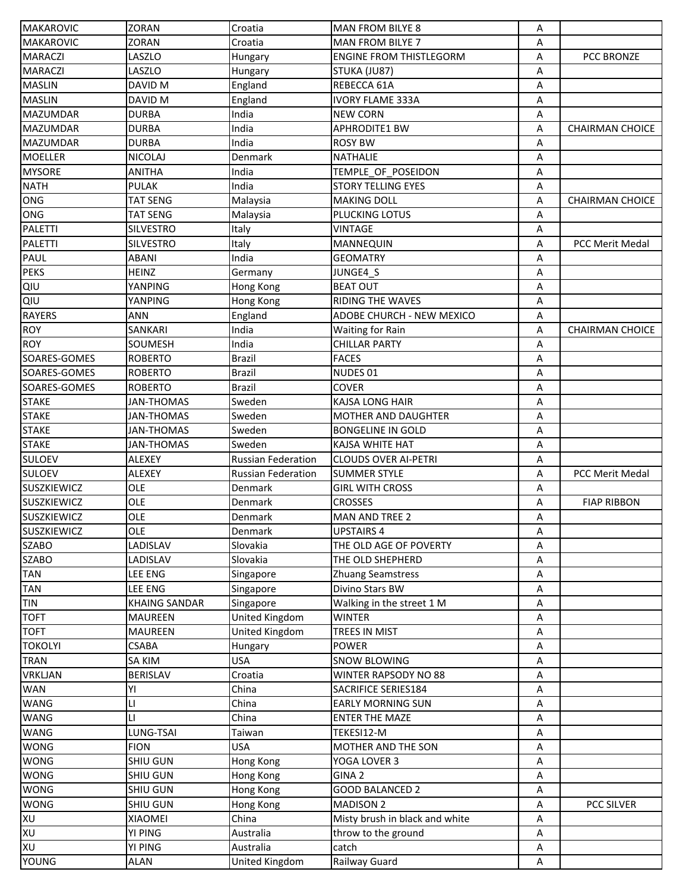| MAKAROVIC | ZORAN | Croatia | MAN FROM BILYE 8 | A | |
|---|---|---|---|---|---|
| MAKAROVIC | ZORAN | Croatia | MAN FROM BILYE 7 | A | |
| MARACZI | LASZLO | Hungary | ENGINE FROM THISTLEGORM | A | PCC BRONZE |
| MARACZI | LASZLO | Hungary | STUKA (JU87) | A | |
| MASLIN | DAVID M | England | REBECCA 61A | A | |
| MASLIN | DAVID M | England | IVORY FLAME 333A | A | |
| MAZUMDAR | DURBA | India | NEW CORN | A | |
| MAZUMDAR | DURBA | India | APHRODITE1 BW | A | CHAIRMAN CHOICE |
| MAZUMDAR | DURBA | India | ROSY BW | A | |
| MOELLER | NICOLAJ | Denmark | NATHALIE | A | |
| MYSORE | ANITHA | India | TEMPLE_OF_POSEIDON | A | |
| NATH | PULAK | India | STORY TELLING EYES | A | |
| ONG | TAT SENG | Malaysia | MAKING DOLL | A | CHAIRMAN CHOICE |
| ONG | TAT SENG | Malaysia | PLUCKING LOTUS | A | |
| PALETTI | SILVESTRO | Italy | VINTAGE | A | |
| PALETTI | SILVESTRO | Italy | MANNEQUIN | A | PCC Merit Medal |
| PAUL | ABANI | India | GEOMATRY | A | |
| PEKS | HEINZ | Germany | JUNGE4_S | A | |
| QIU | YANPING | Hong Kong | BEAT OUT | A | |
| QIU | YANPING | Hong Kong | RIDING THE WAVES | A | |
| RAYERS | ANN | England | ADOBE CHURCH - NEW MEXICO | A | |
| ROY | SANKARI | India | Waiting for Rain | A | CHAIRMAN CHOICE |
| ROY | SOUMESH | India | CHILLAR PARTY | A | |
| SOARES-GOMES | ROBERTO | Brazil | FACES | A | |
| SOARES-GOMES | ROBERTO | Brazil | NUDES 01 | A | |
| SOARES-GOMES | ROBERTO | Brazil | COVER | A | |
| STAKE | JAN-THOMAS | Sweden | KAJSA LONG HAIR | A | |
| STAKE | JAN-THOMAS | Sweden | MOTHER AND DAUGHTER | A | |
| STAKE | JAN-THOMAS | Sweden | BONGELINE IN GOLD | A | |
| STAKE | JAN-THOMAS | Sweden | KAJSA WHITE HAT | A | |
| SULOEV | ALEXEY | Russian Federation | CLOUDS OVER AI-PETRI | A | |
| SULOEV | ALEXEY | Russian Federation | SUMMER STYLE | A | PCC Merit Medal |
| SUSZKIEWICZ | OLE | Denmark | GIRL WITH CROSS | A | |
| SUSZKIEWICZ | OLE | Denmark | CROSSES | A | FIAP RIBBON |
| SUSZKIEWICZ | OLE | Denmark | MAN AND TREE 2 | A | |
| SUSZKIEWICZ | OLE | Denmark | UPSTAIRS 4 | A | |
| SZABO | LADISLAV | Slovakia | THE OLD AGE OF POVERTY | A | |
| SZABO | LADISLAV | Slovakia | THE OLD SHEPHERD | A | |
| TAN | LEE ENG | Singapore | Zhuang Seamstress | A | |
| TAN | LEE ENG | Singapore | Divino Stars BW | A | |
| TIN | KHAING SANDAR | Singapore | Walking in the street 1 M | A | |
| TOFT | MAUREEN | United Kingdom | WINTER | A | |
| TOFT | MAUREEN | United Kingdom | TREES IN MIST | A | |
| TOKOLYI | CSABA | Hungary | POWER | A | |
| TRAN | SA KIM | USA | SNOW BLOWING | A | |
| VRKLJAN | BERISLAV | Croatia | WINTER RAPSODY NO 88 | A | |
| WAN | YI | China | SACRIFICE SERIES184 | A | |
| WANG | LI | China | EARLY MORNING SUN | A | |
| WANG | LI | China | ENTER THE MAZE | A | |
| WANG | LUNG-TSAI | Taiwan | TEKESI12-M | A | |
| WONG | FION | USA | MOTHER AND THE SON | A | |
| WONG | SHIU GUN | Hong Kong | YOGA LOVER 3 | A | |
| WONG | SHIU GUN | Hong Kong | GINA 2 | A | |
| WONG | SHIU GUN | Hong Kong | GOOD BALANCED 2 | A | |
| WONG | SHIU GUN | Hong Kong | MADISON 2 | A | PCC SILVER |
| XU | XIAOMEI | China | Misty brush in black and white | A | |
| XU | YI PING | Australia | throw to the ground | A | |
| XU | YI PING | Australia | catch | A | |
| YOUNG | ALAN | United Kingdom | Railway Guard | A | |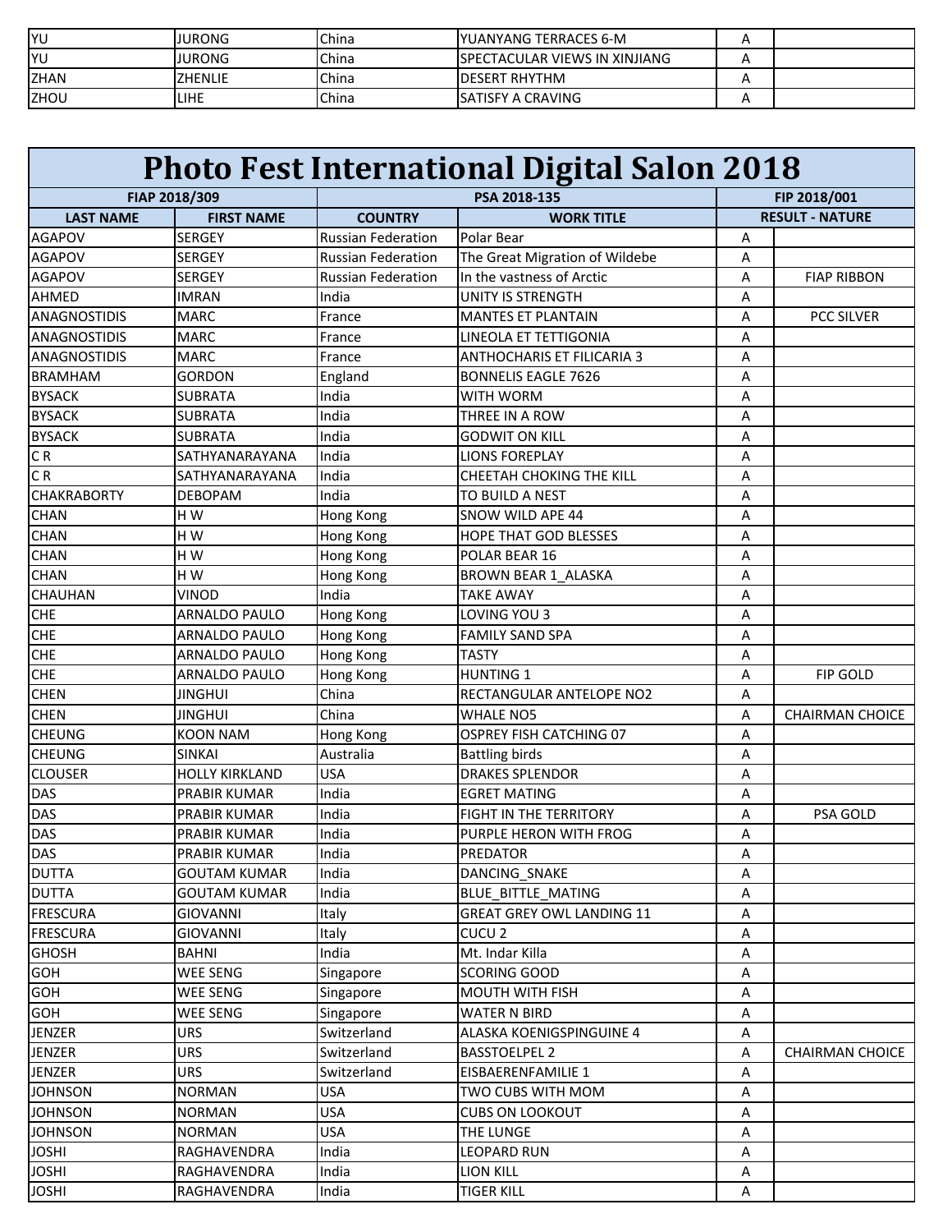| | | | | | |
|---|---|---|---|---|---|
| YU | JURONG | China | YUANYANG TERRACES 6-M | A | |
| YU | JURONG | China | SPECTACULAR VIEWS IN XINJIANG | A | |
| ZHAN | ZHENLIE | China | DESERT RHYTHM | A | |
| ZHOU | LIHE | China | SATISFY A CRAVING | A | |

# Photo Fest International Digital Salon 2018

| FIAP 2018/309 | | PSA 2018-135 | | FIP 2018/001 | |
|---|---|---|---|---|---|
| **LAST NAME** | **FIRST NAME** | **COUNTRY** | **WORK TITLE** | **RESULT - NATURE** | |
| AGAPOV | SERGEY | Russian Federation | Polar Bear | A | |
| AGAPOV | SERGEY | Russian Federation | The Great Migration of Wildebe | A | |
| AGAPOV | SERGEY | Russian Federation | In the vastness of Arctic | A | FIAP RIBBON |
| AHMED | IMRAN | India | UNITY IS STRENGTH | A | |
| ANAGNOSTIDIS | MARC | France | MANTES ET PLANTAIN | A | PCC SILVER |
| ANAGNOSTIDIS | MARC | France | LINEOLA ET TETTIGONIA | A | |
| ANAGNOSTIDIS | MARC | France | ANTHOCHARIS ET FILICARIA 3 | A | |
| BRAMHAM | GORDON | England | BONNELIS EAGLE 7626 | A | |
| BYSACK | SUBRATA | India | WITH WORM | A | |
| BYSACK | SUBRATA | India | THREE IN A ROW | A | |
| BYSACK | SUBRATA | India | GODWIT ON KILL | A | |
| C R | SATHYANARAYANA | India | LIONS FOREPLAY | A | |
| C R | SATHYANARAYANA | India | CHEETAH CHOKING THE KILL | A | |
| CHAKRABORTY | DEBOPAM | India | TO BUILD A NEST | A | |
| CHAN | H W | Hong Kong | SNOW WILD APE 44 | A | |
| CHAN | H W | Hong Kong | HOPE THAT GOD BLESSES | A | |
| CHAN | H W | Hong Kong | POLAR BEAR 16 | A | |
| CHAN | H W | Hong Kong | BROWN BEAR 1_ALASKA | A | |
| CHAUHAN | VINOD | India | TAKE AWAY | A | |
| CHE | ARNALDO PAULO | Hong Kong | LOVING YOU 3 | A | |
| CHE | ARNALDO PAULO | Hong Kong | FAMILY SAND SPA | A | |
| CHE | ARNALDO PAULO | Hong Kong | TASTY | A | |
| CHE | ARNALDO PAULO | Hong Kong | HUNTING 1 | A | FIP GOLD |
| CHEN | JINGHUI | China | RECTANGULAR ANTELOPE NO2 | A | |
| CHEN | JINGHUI | China | WHALE NO5 | A | CHAIRMAN CHOICE |
| CHEUNG | KOON NAM | Hong Kong | OSPREY FISH CATCHING 07 | A | |
| CHEUNG | SINKAI | Australia | Battling birds | A | |
| CLOUSER | HOLLY KIRKLAND | USA | DRAKES SPLENDOR | A | |
| DAS | PRABIR KUMAR | India | EGRET MATING | A | |
| DAS | PRABIR KUMAR | India | FIGHT IN THE TERRITORY | A | PSA GOLD |
| DAS | PRABIR KUMAR | India | PURPLE HERON WITH FROG | A | |
| DAS | PRABIR KUMAR | India | PREDATOR | A | |
| DUTTA | GOUTAM KUMAR | India | DANCING_SNAKE | A | |
| DUTTA | GOUTAM KUMAR | India | BLUE_BITTLE_MATING | A | |
| FRESCURA | GIOVANNI | Italy | GREAT GREY OWL LANDING 11 | A | |
| FRESCURA | GIOVANNI | Italy | CUCU 2 | A | |
| GHOSH | BAHNI | India | Mt. Indar Killa | A | |
| GOH | WEE SENG | Singapore | SCORING GOOD | A | |
| GOH | WEE SENG | Singapore | MOUTH WITH FISH | A | |
| GOH | WEE SENG | Singapore | WATER N BIRD | A | |
| JENZER | URS | Switzerland | ALASKA KOENIGSPINGUINE 4 | A | |
| JENZER | URS | Switzerland | BASSTOELPEL 2 | A | CHAIRMAN CHOICE |
| JENZER | URS | Switzerland | EISBAERENFAMILIE 1 | A | |
| JOHNSON | NORMAN | USA | TWO CUBS WITH MOM | A | |
| JOHNSON | NORMAN | USA | CUBS ON LOOKOUT | A | |
| JOHNSON | NORMAN | USA | THE LUNGE | A | |
| JOSHI | RAGHAVENDRA | India | LEOPARD RUN | A | |
| JOSHI | RAGHAVENDRA | India | LION KILL | A | |
| JOSHI | RAGHAVENDRA | India | TIGER KILL | A | |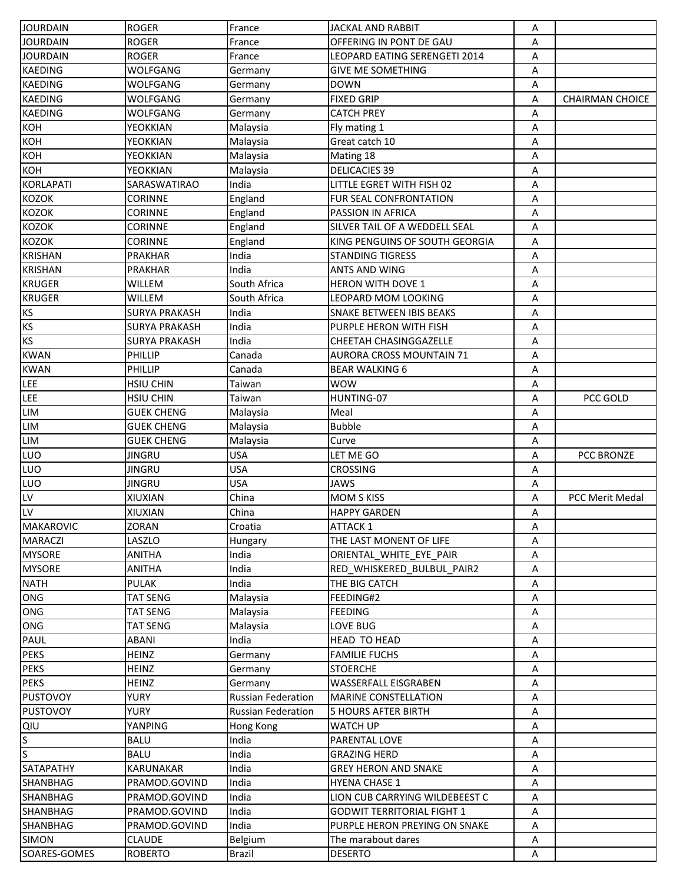| | | | | | |
|---|---|---|---|---|---|
| JOURDAIN | ROGER | France | JACKAL AND RABBIT | A | |
| JOURDAIN | ROGER | France | OFFERING IN PONT DE GAU | A | |
| JOURDAIN | ROGER | France | LEOPARD EATING SERENGETI 2014 | A | |
| KAEDING | WOLFGANG | Germany | GIVE ME SOMETHING | A | |
| KAEDING | WOLFGANG | Germany | DOWN | A | |
| KAEDING | WOLFGANG | Germany | FIXED GRIP | A | CHAIRMAN CHOICE |
| KAEDING | WOLFGANG | Germany | CATCH PREY | A | |
| KOH | YEOKKIAN | Malaysia | Fly mating 1 | A | |
| KOH | YEOKKIAN | Malaysia | Great catch 10 | A | |
| KOH | YEOKKIAN | Malaysia | Mating 18 | A | |
| KOH | YEOKKIAN | Malaysia | DELICACIES 39 | A | |
| KORLAPATI | SARASWATIRAO | India | LITTLE EGRET WITH FISH 02 | A | |
| KOZOK | CORINNE | England | FUR SEAL CONFRONTATION | A | |
| KOZOK | CORINNE | England | PASSION IN AFRICA | A | |
| KOZOK | CORINNE | England | SILVER TAIL OF A WEDDELL SEAL | A | |
| KOZOK | CORINNE | England | KING PENGUINS OF SOUTH GEORGIA | A | |
| KRISHAN | PRAKHAR | India | STANDING TIGRESS | A | |
| KRISHAN | PRAKHAR | India | ANTS AND WING | A | |
| KRUGER | WILLEM | South Africa | HERON WITH DOVE 1 | A | |
| KRUGER | WILLEM | South Africa | LEOPARD MOM LOOKING | A | |
| KS | SURYA PRAKASH | India | SNAKE BETWEEN IBIS BEAKS | A | |
| KS | SURYA PRAKASH | India | PURPLE HERON WITH FISH | A | |
| KS | SURYA PRAKASH | India | CHEETAH CHASINGGAZELLE | A | |
| KWAN | PHILLIP | Canada | AURORA CROSS MOUNTAIN 71 | A | |
| KWAN | PHILLIP | Canada | BEAR WALKING 6 | A | |
| LEE | HSIU CHIN | Taiwan | WOW | A | |
| LEE | HSIU CHIN | Taiwan | HUNTING-07 | A | PCC GOLD |
| LIM | GUEK CHENG | Malaysia | Meal | A | |
| LIM | GUEK CHENG | Malaysia | Bubble | A | |
| LIM | GUEK CHENG | Malaysia | Curve | A | |
| LUO | JINGRU | USA | LET ME GO | A | PCC BRONZE |
| LUO | JINGRU | USA | CROSSING | A | |
| LUO | JINGRU | USA | JAWS | A | |
| LV | XIUXIAN | China | MOM S KISS | A | PCC Merit Medal |
| LV | XIUXIAN | China | HAPPY GARDEN | A | |
| MAKAROVIC | ZORAN | Croatia | ATTACK 1 | A | |
| MARACZI | LASZLO | Hungary | THE LAST MONENT OF LIFE | A | |
| MYSORE | ANITHA | India | ORIENTAL_WHITE_EYE_PAIR | A | |
| MYSORE | ANITHA | India | RED_WHISKERED_BULBUL_PAIR2 | A | |
| NATH | PULAK | India | THE BIG CATCH | A | |
| ONG | TAT SENG | Malaysia | FEEDING#2 | A | |
| ONG | TAT SENG | Malaysia | FEEDING | A | |
| ONG | TAT SENG | Malaysia | LOVE BUG | A | |
| PAUL | ABANI | India | HEAD TO HEAD | A | |
| PEKS | HEINZ | Germany | FAMILIE FUCHS | A | |
| PEKS | HEINZ | Germany | STOERCHE | A | |
| PEKS | HEINZ | Germany | WASSERFALL EISGRABEN | A | |
| PUSTOVOY | YURY | Russian Federation | MARINE CONSTELLATION | A | |
| PUSTOVOY | YURY | Russian Federation | 5 HOURS AFTER BIRTH | A | |
| QIU | YANPING | Hong Kong | WATCH UP | A | |
| S | BALU | India | PARENTAL LOVE | A | |
| S | BALU | India | GRAZING HERD | A | |
| SATAPATHY | KARUNAKAR | India | GREY HERON AND SNAKE | A | |
| SHANBHAG | PRAMOD.GOVIND | India | HYENA CHASE 1 | A | |
| SHANBHAG | PRAMOD.GOVIND | India | LION CUB CARRYING WILDEBEEST C | A | |
| SHANBHAG | PRAMOD.GOVIND | India | GODWIT TERRITORIAL FIGHT 1 | A | |
| SHANBHAG | PRAMOD.GOVIND | India | PURPLE HERON PREYING ON SNAKE | A | |
| SIMON | CLAUDE | Belgium | The marabout dares | A | |
| SOARES-GOMES | ROBERTO | Brazil | DESERTO | A | |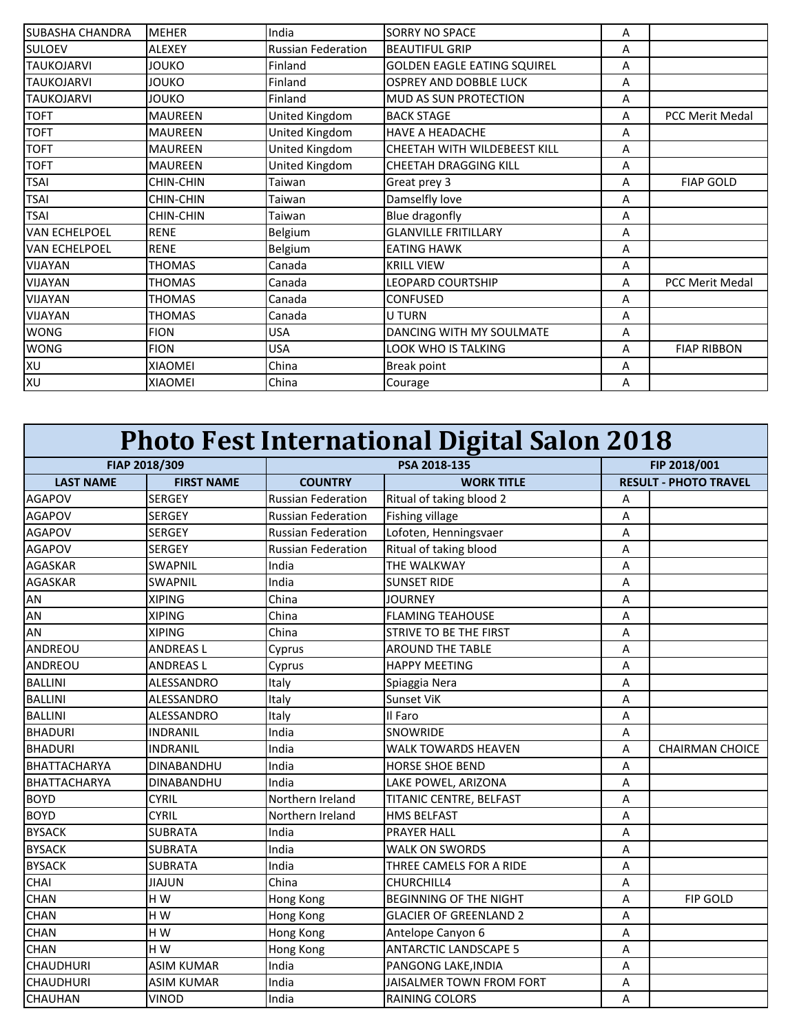| | | | | | |
|---|---|---|---|---|---|
| SUBASHA CHANDRA | MEHER | India | SORRY NO SPACE | A | |
| SULOEV | ALEXEY | Russian Federation | BEAUTIFUL GRIP | A | |
| TAUKOJARVI | JOUKO | Finland | GOLDEN EAGLE EATING SQUIREL | A | |
| TAUKOJARVI | JOUKO | Finland | OSPREY AND DOBBLE LUCK | A | |
| TAUKOJARVI | JOUKO | Finland | MUD AS SUN PROTECTION | A | |
| TOFT | MAUREEN | United Kingdom | BACK STAGE | A | PCC Merit Medal |
| TOFT | MAUREEN | United Kingdom | HAVE A HEADACHE | A | |
| TOFT | MAUREEN | United Kingdom | CHEETAH WITH WILDEBEEST KILL | A | |
| TOFT | MAUREEN | United Kingdom | CHEETAH DRAGGING KILL | A | |
| TSAI | CHIN-CHIN | Taiwan | Great prey 3 | A | FIAP GOLD |
| TSAI | CHIN-CHIN | Taiwan | Damselfly love | A | |
| TSAI | CHIN-CHIN | Taiwan | Blue dragonfly | A | |
| VAN ECHELPOEL | RENE | Belgium | GLANVILLE FRITILLARY | A | |
| VAN ECHELPOEL | RENE | Belgium | EATING HAWK | A | |
| VIJAYAN | THOMAS | Canada | KRILL VIEW | A | |
| VIJAYAN | THOMAS | Canada | LEOPARD COURTSHIP | A | PCC Merit Medal |
| VIJAYAN | THOMAS | Canada | CONFUSED | A | |
| VIJAYAN | THOMAS | Canada | U TURN | A | |
| WONG | FION | USA | DANCING WITH MY SOULMATE | A | |
| WONG | FION | USA | LOOK WHO IS TALKING | A | FIAP RIBBON |
| XU | XIAOMEI | China | Break point | A | |
| XU | XIAOMEI | China | Courage | A | |

# Photo Fest International Digital Salon 2018

| FIAP 2018/309 | | PSA 2018-135 | | FIP 2018/001 | |
|---|---|---|---|---|---|
| **LAST NAME** | **FIRST NAME** | **COUNTRY** | **WORK TITLE** | **RESULT - PHOTO TRAVEL** | |
| AGAPOV | SERGEY | Russian Federation | Ritual of taking blood 2 | A | |
| AGAPOV | SERGEY | Russian Federation | Fishing village | A | |
| AGAPOV | SERGEY | Russian Federation | Lofoten, Henningsvaer | A | |
| AGAPOV | SERGEY | Russian Federation | Ritual of taking blood | A | |
| AGASKAR | SWAPNIL | India | THE WALKWAY | A | |
| AGASKAR | SWAPNIL | India | SUNSET RIDE | A | |
| AN | XIPING | China | JOURNEY | A | |
| AN | XIPING | China | FLAMING TEAHOUSE | A | |
| AN | XIPING | China | STRIVE TO BE THE FIRST | A | |
| ANDREOU | ANDREAS L | Cyprus | AROUND THE TABLE | A | |
| ANDREOU | ANDREAS L | Cyprus | HAPPY MEETING | A | |
| BALLINI | ALESSANDRO | Italy | Spiaggia Nera | A | |
| BALLINI | ALESSANDRO | Italy | Sunset ViK | A | |
| BALLINI | ALESSANDRO | Italy | Il Faro | A | |
| BHADURI | INDRANIL | India | SNOWRIDE | A | |
| BHADURI | INDRANIL | India | WALK TOWARDS HEAVEN | A | CHAIRMAN CHOICE |
| BHATTACHARYA | DINABANDHU | India | HORSE SHOE BEND | A | |
| BHATTACHARYA | DINABANDHU | India | LAKE POWEL, ARIZONA | A | |
| BOYD | CYRIL | Northern Ireland | TITANIC CENTRE, BELFAST | A | |
| BOYD | CYRIL | Northern Ireland | HMS BELFAST | A | |
| BYSACK | SUBRATA | India | PRAYER HALL | A | |
| BYSACK | SUBRATA | India | WALK ON SWORDS | A | |
| BYSACK | SUBRATA | India | THREE CAMELS FOR A RIDE | A | |
| CHAI | JIAJUN | China | CHURCHILL4 | A | |
| CHAN | H W | Hong Kong | BEGINNING OF THE NIGHT | A | FIP GOLD |
| CHAN | H W | Hong Kong | GLACIER OF GREENLAND 2 | A | |
| CHAN | H W | Hong Kong | Antelope Canyon 6 | A | |
| CHAN | H W | Hong Kong | ANTARCTIC LANDSCAPE 5 | A | |
| CHAUDHURI | ASIM KUMAR | India | PANGONG LAKE,INDIA | A | |
| CHAUDHURI | ASIM KUMAR | India | JAISALMER TOWN FROM FORT | A | |
| CHAUHAN | VINOD | India | RAINING COLORS | A | |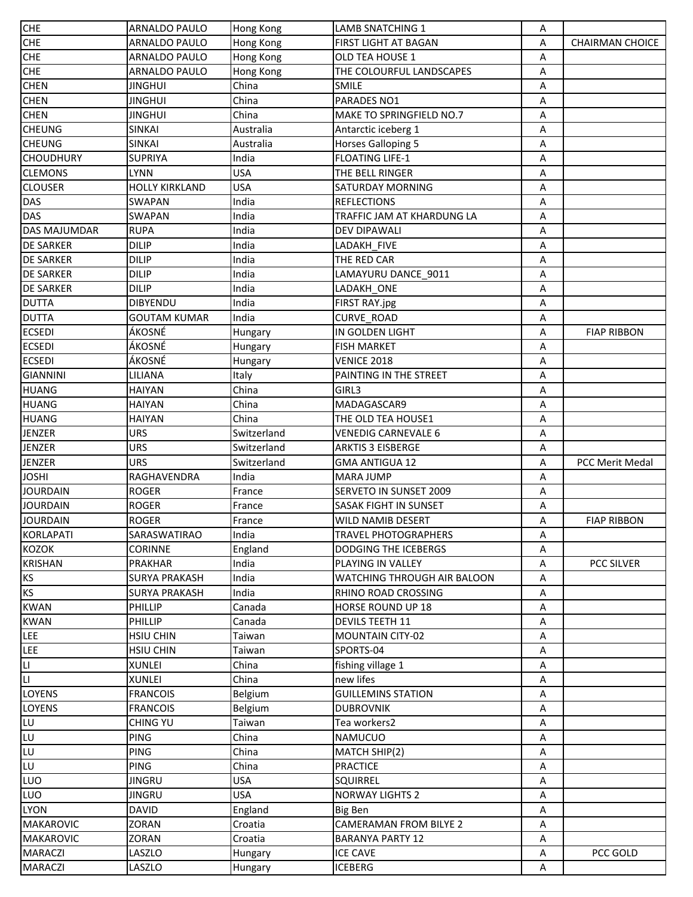| | | | | | |
|---|---|---|---|---|---|
| CHE | ARNALDO PAULO | Hong Kong | LAMB SNATCHING 1 | A | |
| CHE | ARNALDO PAULO | Hong Kong | FIRST LIGHT AT BAGAN | A | CHAIRMAN CHOICE |
| CHE | ARNALDO PAULO | Hong Kong | OLD TEA HOUSE 1 | A | |
| CHE | ARNALDO PAULO | Hong Kong | THE COLOURFUL LANDSCAPES | A | |
| CHEN | JINGHUI | China | SMILE | A | |
| CHEN | JINGHUI | China | PARADES NO1 | A | |
| CHEN | JINGHUI | China | MAKE TO SPRINGFIELD NO.7 | A | |
| CHEUNG | SINKAI | Australia | Antarctic iceberg 1 | A | |
| CHEUNG | SINKAI | Australia | Horses Galloping 5 | A | |
| CHOUDHURY | SUPRIYA | India | FLOATING LIFE-1 | A | |
| CLEMONS | LYNN | USA | THE BELL RINGER | A | |
| CLOUSER | HOLLY KIRKLAND | USA | SATURDAY MORNING | A | |
| DAS | SWAPAN | India | REFLECTIONS | A | |
| DAS | SWAPAN | India | TRAFFIC JAM AT KHARDUNG LA | A | |
| DAS MAJUMDAR | RUPA | India | DEV DIPAWALI | A | |
| DE SARKER | DILIP | India | LADAKH_FIVE | A | |
| DE SARKER | DILIP | India | THE RED CAR | A | |
| DE SARKER | DILIP | India | LAMAYURU DANCE_9011 | A | |
| DE SARKER | DILIP | India | LADAKH_ONE | A | |
| DUTTA | DIBYENDU | India | FIRST RAY.jpg | A | |
| DUTTA | GOUTAM KUMAR | India | CURVE_ROAD | A | |
| ECSEDI | ÁKOSNÉ | Hungary | IN GOLDEN LIGHT | A | FIAP RIBBON |
| ECSEDI | ÁKOSNÉ | Hungary | FISH MARKET | A | |
| ECSEDI | ÁKOSNÉ | Hungary | VENICE 2018 | A | |
| GIANNINI | LILIANA | Italy | PAINTING IN THE STREET | A | |
| HUANG | HAIYAN | China | GIRL3 | A | |
| HUANG | HAIYAN | China | MADAGASCAR9 | A | |
| HUANG | HAIYAN | China | THE OLD TEA HOUSE1 | A | |
| JENZER | URS | Switzerland | VENEDIG CARNEVALE 6 | A | |
| JENZER | URS | Switzerland | ARKTIS 3 EISBERGE | A | |
| JENZER | URS | Switzerland | GMA ANTIGUA 12 | A | PCC Merit Medal |
| JOSHI | RAGHAVENDRA | India | MARA JUMP | A | |
| JOURDAIN | ROGER | France | SERVETO IN SUNSET 2009 | A | |
| JOURDAIN | ROGER | France | SASAK FIGHT IN SUNSET | A | |
| JOURDAIN | ROGER | France | WILD NAMIB DESERT | A | FIAP RIBBON |
| KORLAPATI | SARASWATIRAO | India | TRAVEL PHOTOGRAPHERS | A | |
| KOZOK | CORINNE | England | DODGING THE ICEBERGS | A | |
| KRISHAN | PRAKHAR | India | PLAYING IN VALLEY | A | PCC SILVER |
| KS | SURYA PRAKASH | India | WATCHING THROUGH AIR BALOON | A | |
| KS | SURYA PRAKASH | India | RHINO ROAD CROSSING | A | |
| KWAN | PHILLIP | Canada | HORSE ROUND UP 18 | A | |
| KWAN | PHILLIP | Canada | DEVILS TEETH 11 | A | |
| LEE | HSIU CHIN | Taiwan | MOUNTAIN CITY-02 | A | |
| LEE | HSIU CHIN | Taiwan | SPORTS-04 | A | |
| LI | XUNLEI | China | fishing village 1 | A | |
| LI | XUNLEI | China | new lifes | A | |
| LOYENS | FRANCOIS | Belgium | GUILLEMINS STATION | A | |
| LOYENS | FRANCOIS | Belgium | DUBROVNIK | A | |
| LU | CHING YU | Taiwan | Tea workers2 | A | |
| LU | PING | China | NAMUCUO | A | |
| LU | PING | China | MATCH SHIP(2) | A | |
| LU | PING | China | PRACTICE | A | |
| LUO | JINGRU | USA | SQUIRREL | A | |
| LUO | JINGRU | USA | NORWAY LIGHTS 2 | A | |
| LYON | DAVID | England | Big Ben | A | |
| MAKAROVIC | ZORAN | Croatia | CAMERAMAN FROM BILYE 2 | A | |
| MAKAROVIC | ZORAN | Croatia | BARANYA PARTY 12 | A | |
| MARACZI | LASZLO | Hungary | ICE CAVE | A | PCC GOLD |
| MARACZI | LASZLO | Hungary | ICEBERG | A | |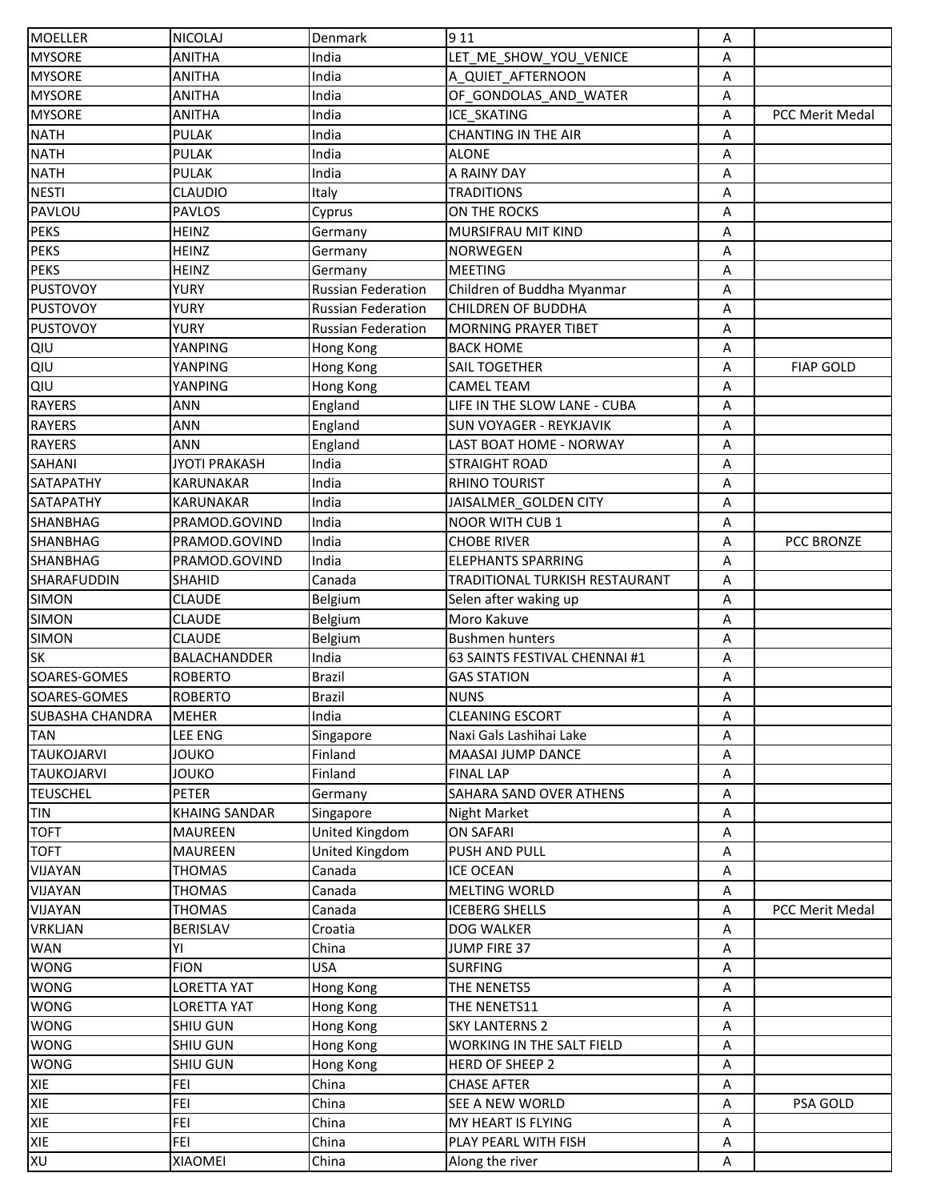| MOELLER | NICOLAJ | Denmark | 9 11 | A | |
|---|---|---|---|---|---|
| MYSORE | ANITHA | India | LET_ME_SHOW_YOU_VENICE | A | |
| MYSORE | ANITHA | India | A_QUIET_AFTERNOON | A | |
| MYSORE | ANITHA | India | OF_GONDOLAS_AND_WATER | A | |
| MYSORE | ANITHA | India | ICE_SKATING | A | PCC Merit Medal |
| NATH | PULAK | India | CHANTING IN THE AIR | A | |
| NATH | PULAK | India | ALONE | A | |
| NATH | PULAK | India | A RAINY DAY | A | |
| NESTI | CLAUDIO | Italy | TRADITIONS | A | |
| PAVLOU | PAVLOS | Cyprus | ON THE ROCKS | A | |
| PEKS | HEINZ | Germany | MURSIFRAU MIT KIND | A | |
| PEKS | HEINZ | Germany | NORWEGEN | A | |
| PEKS | HEINZ | Germany | MEETING | A | |
| PUSTOVOY | YURY | Russian Federation | Children of Buddha Myanmar | A | |
| PUSTOVOY | YURY | Russian Federation | CHILDREN OF BUDDHA | A | |
| PUSTOVOY | YURY | Russian Federation | MORNING PRAYER TIBET | A | |
| QIU | YANPING | Hong Kong | BACK HOME | A | |
| QIU | YANPING | Hong Kong | SAIL TOGETHER | A | FIAP GOLD |
| QIU | YANPING | Hong Kong | CAMEL TEAM | A | |
| RAYERS | ANN | England | LIFE IN THE SLOW LANE - CUBA | A | |
| RAYERS | ANN | England | SUN VOYAGER - REYKJAVIK | A | |
| RAYERS | ANN | England | LAST BOAT HOME - NORWAY | A | |
| SAHANI | JYOTI PRAKASH | India | STRAIGHT ROAD | A | |
| SATAPATHY | KARUNAKAR | India | RHINO TOURIST | A | |
| SATAPATHY | KARUNAKAR | India | JAISALMER_GOLDEN CITY | A | |
| SHANBHAG | PRAMOD.GOVIND | India | NOOR WITH CUB 1 | A | |
| SHANBHAG | PRAMOD.GOVIND | India | CHOBE RIVER | A | PCC BRONZE |
| SHANBHAG | PRAMOD.GOVIND | India | ELEPHANTS SPARRING | A | |
| SHARAFUDDIN | SHAHID | Canada | TRADITIONAL TURKISH RESTAURANT | A | |
| SIMON | CLAUDE | Belgium | Selen after waking up | A | |
| SIMON | CLAUDE | Belgium | Moro Kakuve | A | |
| SIMON | CLAUDE | Belgium | Bushmen hunters | A | |
| SK | BALACHANDDER | India | 63 SAINTS FESTIVAL CHENNAI #1 | A | |
| SOARES-GOMES | ROBERTO | Brazil | GAS STATION | A | |
| SOARES-GOMES | ROBERTO | Brazil | NUNS | A | |
| SUBASHA CHANDRA | MEHER | India | CLEANING ESCORT | A | |
| TAN | LEE ENG | Singapore | Naxi Gals Lashihai Lake | A | |
| TAUKOJARVI | JOUKO | Finland | MAASAI JUMP DANCE | A | |
| TAUKOJARVI | JOUKO | Finland | FINAL LAP | A | |
| TEUSCHEL | PETER | Germany | SAHARA SAND OVER ATHENS | A | |
| TIN | KHAING SANDAR | Singapore | Night Market | A | |
| TOFT | MAUREEN | United Kingdom | ON SAFARI | A | |
| TOFT | MAUREEN | United Kingdom | PUSH AND PULL | A | |
| VIJAYAN | THOMAS | Canada | ICE OCEAN | A | |
| VIJAYAN | THOMAS | Canada | MELTING WORLD | A | |
| VIJAYAN | THOMAS | Canada | ICEBERG SHELLS | A | PCC Merit Medal |
| VRKLJAN | BERISLAV | Croatia | DOG WALKER | A | |
| WAN | YI | China | JUMP FIRE 37 | A | |
| WONG | FION | USA | SURFING | A | |
| WONG | LORETTA YAT | Hong Kong | THE NENETS5 | A | |
| WONG | LORETTA YAT | Hong Kong | THE NENETS11 | A | |
| WONG | SHIU GUN | Hong Kong | SKY LANTERNS 2 | A | |
| WONG | SHIU GUN | Hong Kong | WORKING IN THE SALT FIELD | A | |
| WONG | SHIU GUN | Hong Kong | HERD OF SHEEP 2 | A | |
| XIE | FEI | China | CHASE AFTER | A | |
| XIE | FEI | China | SEE A NEW WORLD | A | PSA GOLD |
| XIE | FEI | China | MY HEART IS FLYING | A | |
| XIE | FEI | China | PLAY PEARL WITH FISH | A | |
| XU | XIAOMEI | China | Along the river | A | |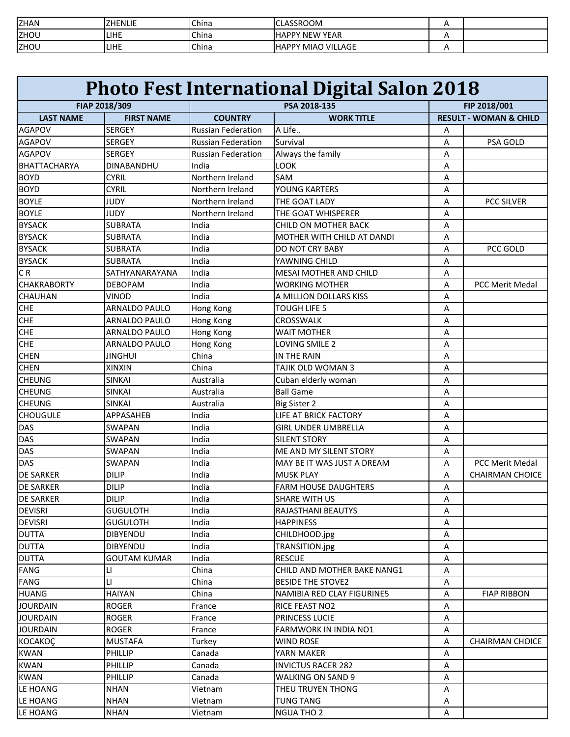| | | | | | |
|---|---|---|---|---|---|
| ZHAN | ZHENLIE | China | CLASSROOM | A | |
| ZHOU | LIHE | China | HAPPY NEW YEAR | A | |
| ZHOU | LIHE | China | HAPPY MIAO VILLAGE | A | |

# Photo Fest International Digital Salon 2018

| FIAP 2018/309 | | PSA 2018-135 | | FIP 2018/001 | |
|---|---|---|---|---|---|
| **LAST NAME** | **FIRST NAME** | **COUNTRY** | **WORK TITLE** | **RESULT - WOMAN & CHILD** | |
| AGAPOV | SERGEY | Russian Federation | A Life.. | A | |
| AGAPOV | SERGEY | Russian Federation | Survival | A | PSA GOLD |
| AGAPOV | SERGEY | Russian Federation | Always the family | A | |
| BHATTACHARYA | DINABANDHU | India | LOOK | A | |
| BOYD | CYRIL | Northern Ireland | SAM | A | |
| BOYD | CYRIL | Northern Ireland | YOUNG KARTERS | A | |
| BOYLE | JUDY | Northern Ireland | THE GOAT LADY | A | PCC SILVER |
| BOYLE | JUDY | Northern Ireland | THE GOAT WHISPERER | A | |
| BYSACK | SUBRATA | India | CHILD ON MOTHER BACK | A | |
| BYSACK | SUBRATA | India | MOTHER WITH CHILD AT DANDI | A | |
| BYSACK | SUBRATA | India | DO NOT CRY BABY | A | PCC GOLD |
| BYSACK | SUBRATA | India | YAWNING CHILD | A | |
| C R | SATHYANARAYANA | India | MESAI MOTHER AND CHILD | A | |
| CHAKRABORTY | DEBOPAM | India | WORKING MOTHER | A | PCC Merit Medal |
| CHAUHAN | VINOD | India | A MILLION DOLLARS KISS | A | |
| CHE | ARNALDO PAULO | Hong Kong | TOUGH LIFE 5 | A | |
| CHE | ARNALDO PAULO | Hong Kong | CROSSWALK | A | |
| CHE | ARNALDO PAULO | Hong Kong | WAIT MOTHER | A | |
| CHE | ARNALDO PAULO | Hong Kong | LOVING SMILE 2 | A | |
| CHEN | JINGHUI | China | IN THE RAIN | A | |
| CHEN | XINXIN | China | TAJIK OLD WOMAN 3 | A | |
| CHEUNG | SINKAI | Australia | Cuban elderly woman | A | |
| CHEUNG | SINKAI | Australia | Ball Game | A | |
| CHEUNG | SINKAI | Australia | Big Sister 2 | A | |
| CHOUGULE | APPASAHEB | India | LIFE AT BRICK FACTORY | A | |
| DAS | SWAPAN | India | GIRL UNDER UMBRELLA | A | |
| DAS | SWAPAN | India | SILENT STORY | A | |
| DAS | SWAPAN | India | ME AND MY SILENT STORY | A | |
| DAS | SWAPAN | India | MAY BE IT WAS JUST A DREAM | A | PCC Merit Medal |
| DE SARKER | DILIP | India | MUSK PLAY | A | CHAIRMAN CHOICE |
| DE SARKER | DILIP | India | FARM HOUSE DAUGHTERS | A | |
| DE SARKER | DILIP | India | SHARE WITH US | A | |
| DEVISRI | GUGULOTH | India | RAJASTHANI BEAUTYS | A | |
| DEVISRI | GUGULOTH | India | HAPPINESS | A | |
| DUTTA | DIBYENDU | India | CHILDHOOD.jpg | A | |
| DUTTA | DIBYENDU | India | TRANSITION.jpg | A | |
| DUTTA | GOUTAM KUMAR | India | RESCUE | A | |
| FANG | LI | China | CHILD AND MOTHER BAKE NANG1 | A | |
| FANG | LI | China | BESIDE THE STOVE2 | A | |
| HUANG | HAIYAN | China | NAMIBIA RED CLAY FIGURINE5 | A | FIAP RIBBON |
| JOURDAIN | ROGER | France | RICE FEAST NO2 | A | |
| JOURDAIN | ROGER | France | PRINCESS LUCIE | A | |
| JOURDAIN | ROGER | France | FARMWORK IN INDIA NO1 | A | |
| KOCAKOÇ | MUSTAFA | Turkey | WIND ROSE | A | CHAIRMAN CHOICE |
| KWAN | PHILLIP | Canada | YARN MAKER | A | |
| KWAN | PHILLIP | Canada | INVICTUS RACER 282 | A | |
| KWAN | PHILLIP | Canada | WALKING ON SAND 9 | A | |
| LE HOANG | NHAN | Vietnam | THEU TRUYEN THONG | A | |
| LE HOANG | NHAN | Vietnam | TUNG TANG | A | |
| LE HOANG | NHAN | Vietnam | NGUA THO 2 | A | |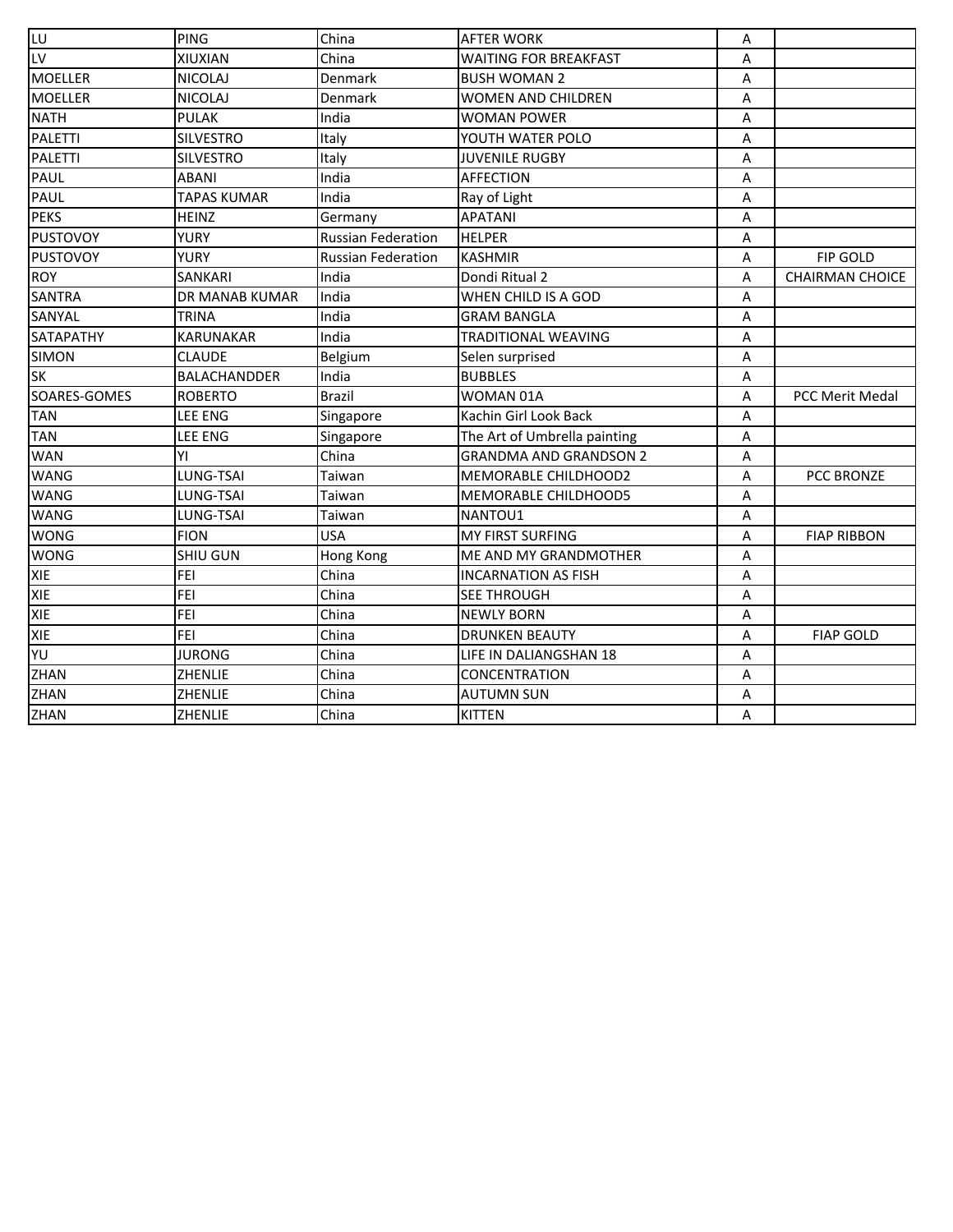| | | | | | |
|---|---|---|---|---|---|
| LU | PING | China | AFTER WORK | A | |
| LV | XIUXIAN | China | WAITING FOR BREAKFAST | A | |
| MOELLER | NICOLAJ | Denmark | BUSH WOMAN 2 | A | |
| MOELLER | NICOLAJ | Denmark | WOMEN AND CHILDREN | A | |
| NATH | PULAK | India | WOMAN POWER | A | |
| PALETTI | SILVESTRO | Italy | YOUTH WATER POLO | A | |
| PALETTI | SILVESTRO | Italy | JUVENILE RUGBY | A | |
| PAUL | ABANI | India | AFFECTION | A | |
| PAUL | TAPAS KUMAR | India | Ray of Light | A | |
| PEKS | HEINZ | Germany | APATANI | A | |
| PUSTOVOY | YURY | Russian Federation | HELPER | A | |
| PUSTOVOY | YURY | Russian Federation | KASHMIR | A | FIP GOLD |
| ROY | SANKARI | India | Dondi Ritual 2 | A | CHAIRMAN CHOICE |
| SANTRA | DR MANAB KUMAR | India | WHEN CHILD IS A GOD | A | |
| SANYAL | TRINA | India | GRAM BANGLA | A | |
| SATAPATHY | KARUNAKAR | India | TRADITIONAL WEAVING | A | |
| SIMON | CLAUDE | Belgium | Selen surprised | A | |
| SK | BALACHANDDER | India | BUBBLES | A | |
| SOARES-GOMES | ROBERTO | Brazil | WOMAN 01A | A | PCC Merit Medal |
| TAN | LEE ENG | Singapore | Kachin Girl Look Back | A | |
| TAN | LEE ENG | Singapore | The Art of Umbrella painting | A | |
| WAN | YI | China | GRANDMA AND GRANDSON 2 | A | |
| WANG | LUNG-TSAI | Taiwan | MEMORABLE CHILDHOOD2 | A | PCC BRONZE |
| WANG | LUNG-TSAI | Taiwan | MEMORABLE CHILDHOOD5 | A | |
| WANG | LUNG-TSAI | Taiwan | NANTOU1 | A | |
| WONG | FION | USA | MY FIRST SURFING | A | FIAP RIBBON |
| WONG | SHIU GUN | Hong Kong | ME AND MY GRANDMOTHER | A | |
| XIE | FEI | China | INCARNATION AS FISH | A | |
| XIE | FEI | China | SEE THROUGH | A | |
| XIE | FEI | China | NEWLY BORN | A | |
| XIE | FEI | China | DRUNKEN BEAUTY | A | FIAP GOLD |
| YU | JURONG | China | LIFE IN DALIANGSHAN 18 | A | |
| ZHAN | ZHENLIE | China | CONCENTRATION | A | |
| ZHAN | ZHENLIE | China | AUTUMN SUN | A | |
| ZHAN | ZHENLIE | China | KITTEN | A | |